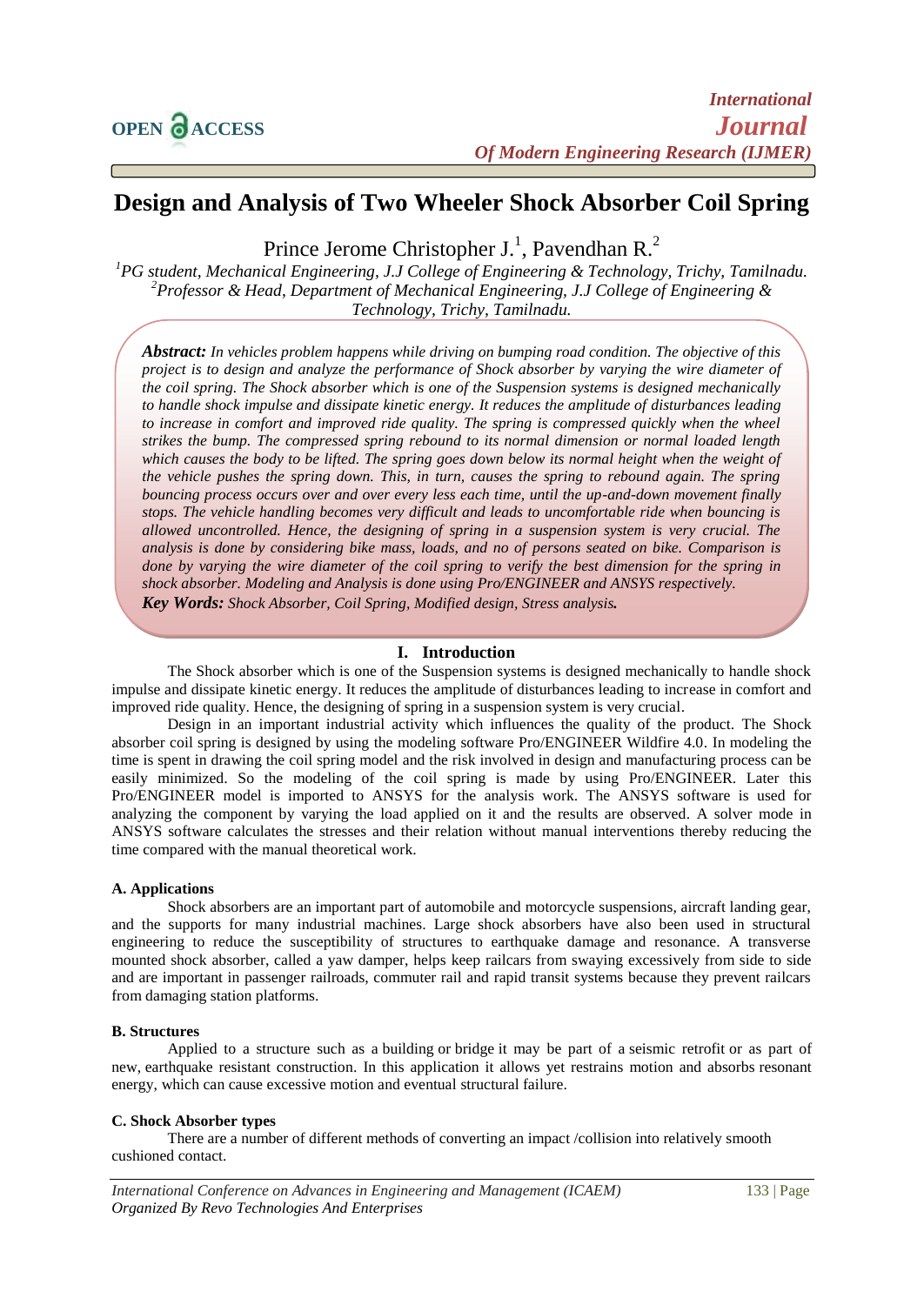# Design and Analysis of Two Wheeler Shock Absorber Coil Spring

Prince Jerome Christopher J.[1], Pavendhan R.[2]

[1]*PG student, Mechanical Engineering, J.J College of Engineering & Technology, Trichy, Tamilnadu.*
[2]*Professor & Head, Department of Mechanical Engineering, J.J College of Engineering & Technology, Trichy, Tamilnadu.*

***Abstract:*** *In vehicles problem happens while driving on bumping road condition. The objective of this project is to design and analyze the performance of Shock absorber by varying the wire diameter of the coil spring. The Shock absorber which is one of the Suspension systems is designed mechanically to handle shock impulse and dissipate kinetic energy. It reduces the amplitude of disturbances leading to increase in comfort and improved ride quality. The spring is compressed quickly when the wheel strikes the bump. The compressed spring rebound to its normal dimension or normal loaded length which causes the body to be lifted. The spring goes down below its normal height when the weight of the vehicle pushes the spring down. This, in turn, causes the spring to rebound again. The spring bouncing process occurs over and over every less each time, until the up-and-down movement finally stops. The vehicle handling becomes very difficult and leads to uncomfortable ride when bouncing is allowed uncontrolled. Hence, the designing of spring in a suspension system is very crucial. The analysis is done by considering bike mass, loads, and no of persons seated on bike. Comparison is done by varying the wire diameter of the coil spring to verify the best dimension for the spring in shock absorber. Modeling and Analysis is done using Pro/ENGINEER and ANSYS respectively.*

***Key Words:*** *Shock Absorber, Coil Spring, Modified design, Stress analysis.*

## I. Introduction

The Shock absorber which is one of the Suspension systems is designed mechanically to handle shock impulse and dissipate kinetic energy. It reduces the amplitude of disturbances leading to increase in comfort and improved ride quality. Hence, the designing of spring in a suspension system is very crucial.

Design in an important industrial activity which influences the quality of the product. The Shock absorber coil spring is designed by using the modeling software Pro/ENGINEER Wildfire 4.0. In modeling the time is spent in drawing the coil spring model and the risk involved in design and manufacturing process can be easily minimized. So the modeling of the coil spring is made by using Pro/ENGINEER. Later this Pro/ENGINEER model is imported to ANSYS for the analysis work. The ANSYS software is used for analyzing the component by varying the load applied on it and the results are observed. A solver mode in ANSYS software calculates the stresses and their relation without manual interventions thereby reducing the time compared with the manual theoretical work.

### A. Applications

Shock absorbers are an important part of automobile and motorcycle suspensions, aircraft landing gear, and the supports for many industrial machines. Large shock absorbers have also been used in structural engineering to reduce the susceptibility of structures to earthquake damage and resonance. A transverse mounted shock absorber, called a yaw damper, helps keep railcars from swaying excessively from side to side and are important in passenger railroads, commuter rail and rapid transit systems because they prevent railcars from damaging station platforms.

### B. Structures

Applied to a structure such as a building or bridge it may be part of a seismic retrofit or as part of new, earthquake resistant construction. In this application it allows yet restrains motion and absorbs resonant energy, which can cause excessive motion and eventual structural failure.

### C. Shock Absorber types

There are a number of different methods of converting an impact /collision into relatively smooth cushioned contact.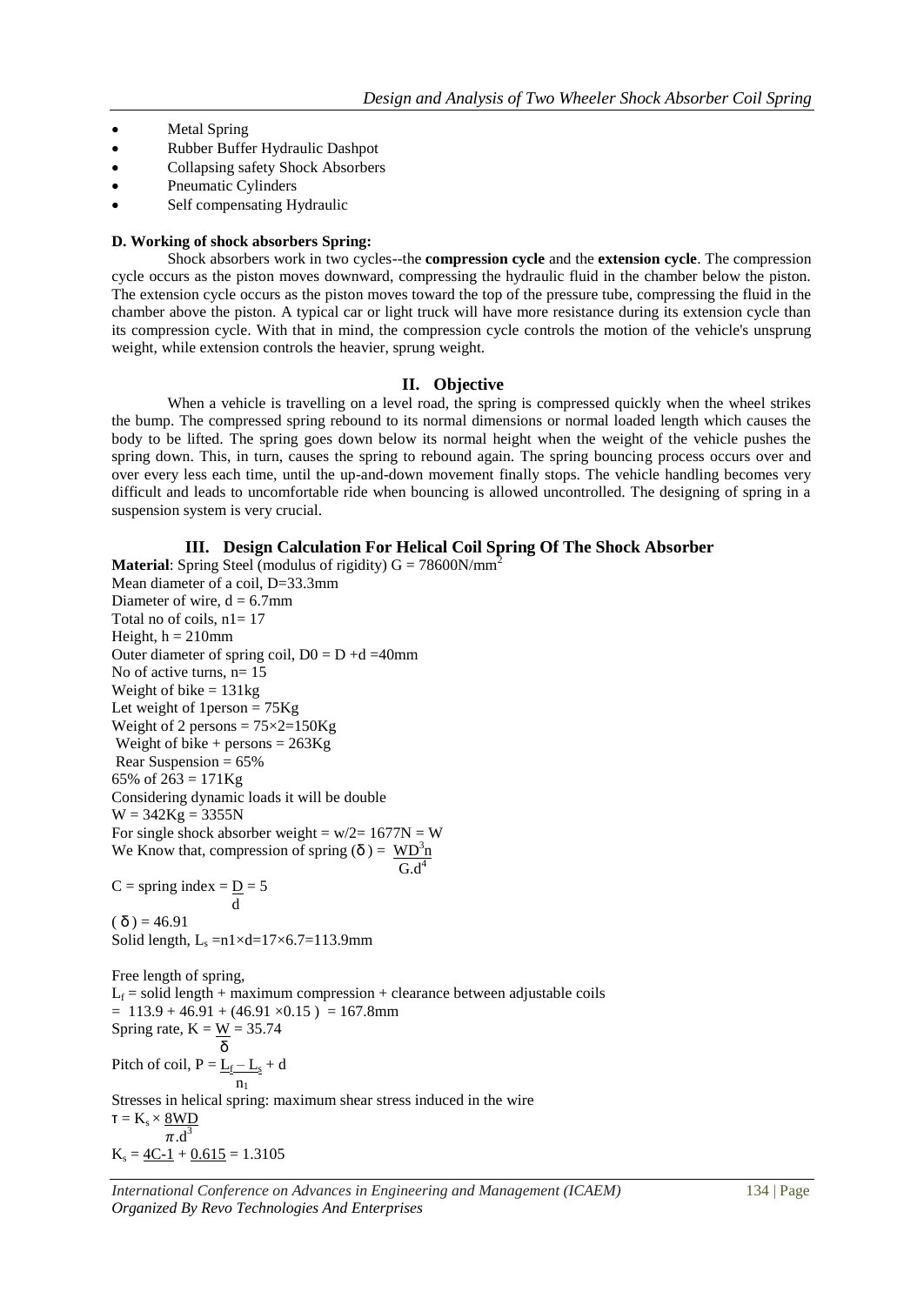- Metal Spring
- Rubber Buffer Hydraulic Dashpot
- Collapsing safety Shock Absorbers
- Pneumatic Cylinders
- Self compensating Hydraulic

**D. Working of shock absorbers Spring:**

Shock absorbers work in two cycles--the **compression cycle** and the **extension cycle**. The compression cycle occurs as the piston moves downward, compressing the hydraulic fluid in the chamber below the piston. The extension cycle occurs as the piston moves toward the top of the pressure tube, compressing the fluid in the chamber above the piston. A typical car or light truck will have more resistance during its extension cycle than its compression cycle. With that in mind, the compression cycle controls the motion of the vehicle's unsprung weight, while extension controls the heavier, sprung weight.

## II. Objective

When a vehicle is travelling on a level road, the spring is compressed quickly when the wheel strikes the bump. The compressed spring rebound to its normal dimensions or normal loaded length which causes the body to be lifted. The spring goes down below its normal height when the weight of the vehicle pushes the spring down. This, in turn, causes the spring to rebound again. The spring bouncing process occurs over and over every less each time, until the up-and-down movement finally stops. The vehicle handling becomes very difficult and leads to uncomfortable ride when bouncing is allowed uncontrolled. The designing of spring in a suspension system is very crucial.

## III. Design Calculation For Helical Coil Spring Of The Shock Absorber

**Material**: Spring Steel (modulus of rigidity) $G = 78600 N/mm^2$

Mean diameter of a coil, D=33.3mm

Diameter of wire, d = 6.7mm

Total no of coils, n1= 17

Height, h = 210mm

Outer diameter of spring coil, D0 = D +d =40mm

No of active turns, n= 15

Weight of bike = 131kg

Let weight of 1person = 75Kg

Weight of 2 persons = 75×2=150Kg

Weight of bike + persons = 263Kg

Rear Suspension = 65%

65% of 263 = 171Kg

Considering dynamic loads it will be double

W = 342Kg = 3355N

For single shock absorber weight = w/2= 1677N = W

We Know that, compression of spring $(\delta) = \dfrac{WD^3 n}{G.d^4}$

C = spring index $= \dfrac{D}{d} = 5$

$(\delta) = 46.91$

Solid length, $L_s = n1 \times d = 17 \times 6.7 = 113.9mm$

Free length of spring,

$L_f$ = solid length + maximum compression + clearance between adjustable coils

$= 113.9 + 46.91 + (46.91 \times 0.15) = 167.8mm$

Spring rate, $K = \dfrac{W}{\delta} = 35.74$

Pitch of coil, $P = \dfrac{L_f - L_s}{n_1} + d$

Stresses in helical spring: maximum shear stress induced in the wire

$\tau = K_s \times \dfrac{8WD}{\pi . d^3}$

$K_s = \dfrac{4C-1}{} + \dfrac{0.615}{} = 1.3105$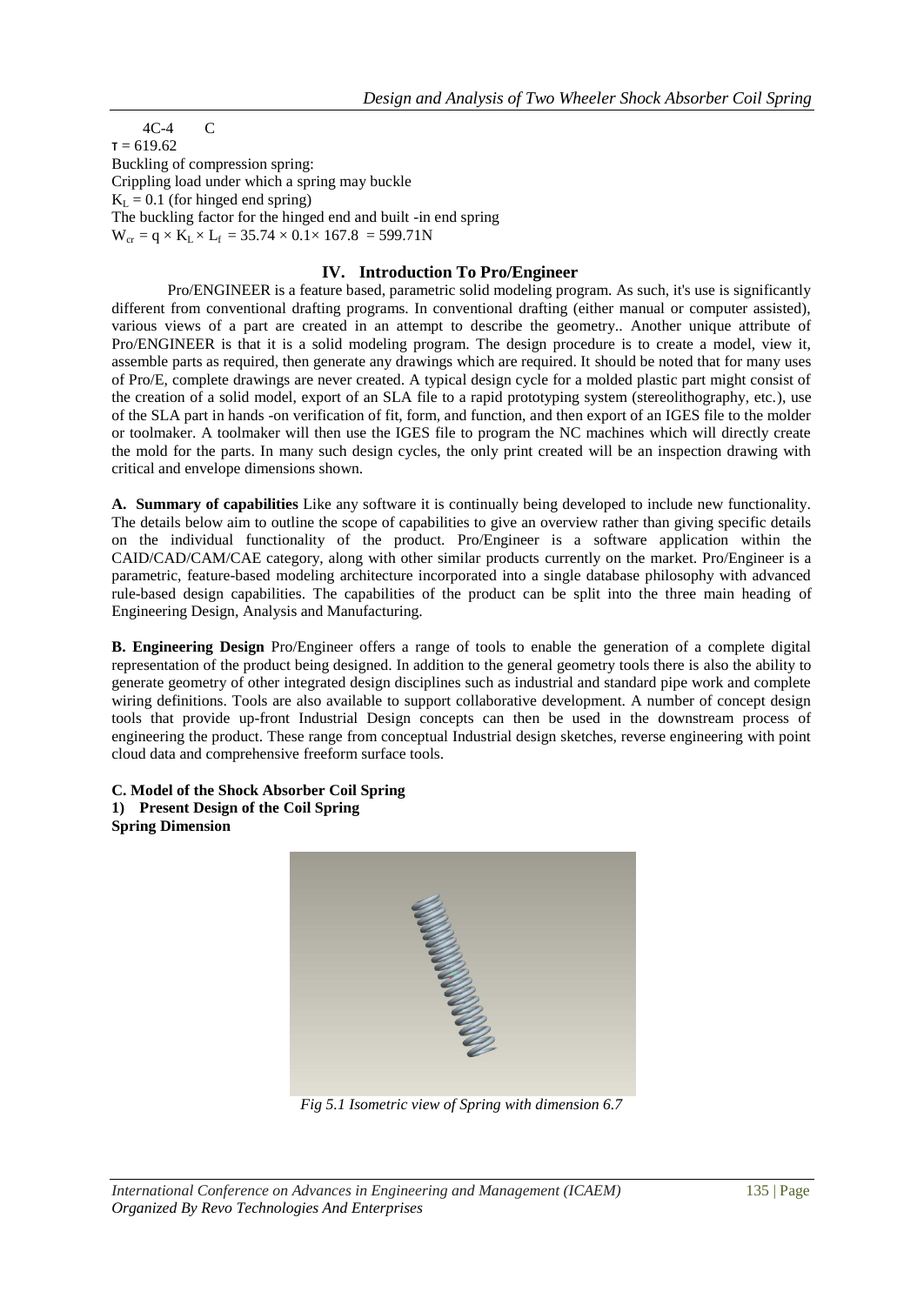4C-4 C

$\tau = 619.62$

Buckling of compression spring:

Crippling load under which a spring may buckle

$K_L = 0.1$ (for hinged end spring)

The buckling factor for the hinged end and built -in end spring

$W_{cr} = q \times K_L \times L_f = 35.74 \times 0.1 \times 167.8 = 599.71N$

## IV. Introduction To Pro/Engineer

Pro/ENGINEER is a feature based, parametric solid modeling program. As such, it's use is significantly different from conventional drafting programs. In conventional drafting (either manual or computer assisted), various views of a part are created in an attempt to describe the geometry.. Another unique attribute of Pro/ENGINEER is that it is a solid modeling program. The design procedure is to create a model, view it, assemble parts as required, then generate any drawings which are required. It should be noted that for many uses of Pro/E, complete drawings are never created. A typical design cycle for a molded plastic part might consist of the creation of a solid model, export of an SLA file to a rapid prototyping system (stereolithography, etc.), use of the SLA part in hands -on verification of fit, form, and function, and then export of an IGES file to the molder or toolmaker. A toolmaker will then use the IGES file to program the NC machines which will directly create the mold for the parts. In many such design cycles, the only print created will be an inspection drawing with critical and envelope dimensions shown.

**A. Summary of capabilities** Like any software it is continually being developed to include new functionality. The details below aim to outline the scope of capabilities to give an overview rather than giving specific details on the individual functionality of the product. Pro/Engineer is a software application within the CAID/CAD/CAM/CAE category, along with other similar products currently on the market. Pro/Engineer is a parametric, feature-based modeling architecture incorporated into a single database philosophy with advanced rule-based design capabilities. The capabilities of the product can be split into the three main heading of Engineering Design, Analysis and Manufacturing.

**B. Engineering Design** Pro/Engineer offers a range of tools to enable the generation of a complete digital representation of the product being designed. In addition to the general geometry tools there is also the ability to generate geometry of other integrated design disciplines such as industrial and standard pipe work and complete wiring definitions. Tools are also available to support collaborative development. A number of concept design tools that provide up-front Industrial Design concepts can then be used in the downstream process of engineering the product. These range from conceptual Industrial design sketches, reverse engineering with point cloud data and comprehensive freeform surface tools.

**C. Model of the Shock Absorber Coil Spring**

**1) Present Design of the Coil Spring**

**Spring Dimension**

*Fig 5.1 Isometric view of Spring with dimension 6.7*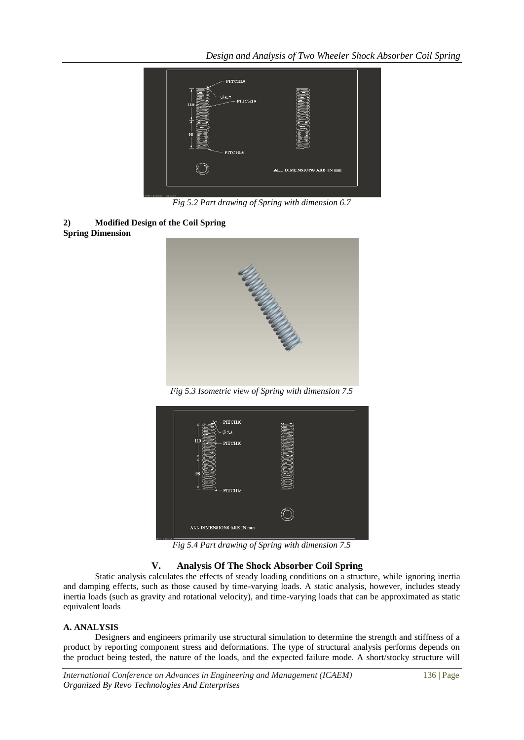*Fig 5.2 Part drawing of Spring with dimension 6.7*

**2) Modified Design of the Coil Spring**

**Spring Dimension**

*Fig 5.3 Isometric view of Spring with dimension 7.5*

*Fig 5.4 Part drawing of Spring with dimension 7.5*

## V. Analysis Of The Shock Absorber Coil Spring

Static analysis calculates the effects of steady loading conditions on a structure, while ignoring inertia and damping effects, such as those caused by time-varying loads. A static analysis, however, includes steady inertia loads (such as gravity and rotational velocity), and time-varying loads that can be approximated as static equivalent loads

### A. ANALYSIS

Designers and engineers primarily use structural simulation to determine the strength and stiffness of a product by reporting component stress and deformations. The type of structural analysis performs depends on the product being tested, the nature of the loads, and the expected failure mode. A short/stocky structure will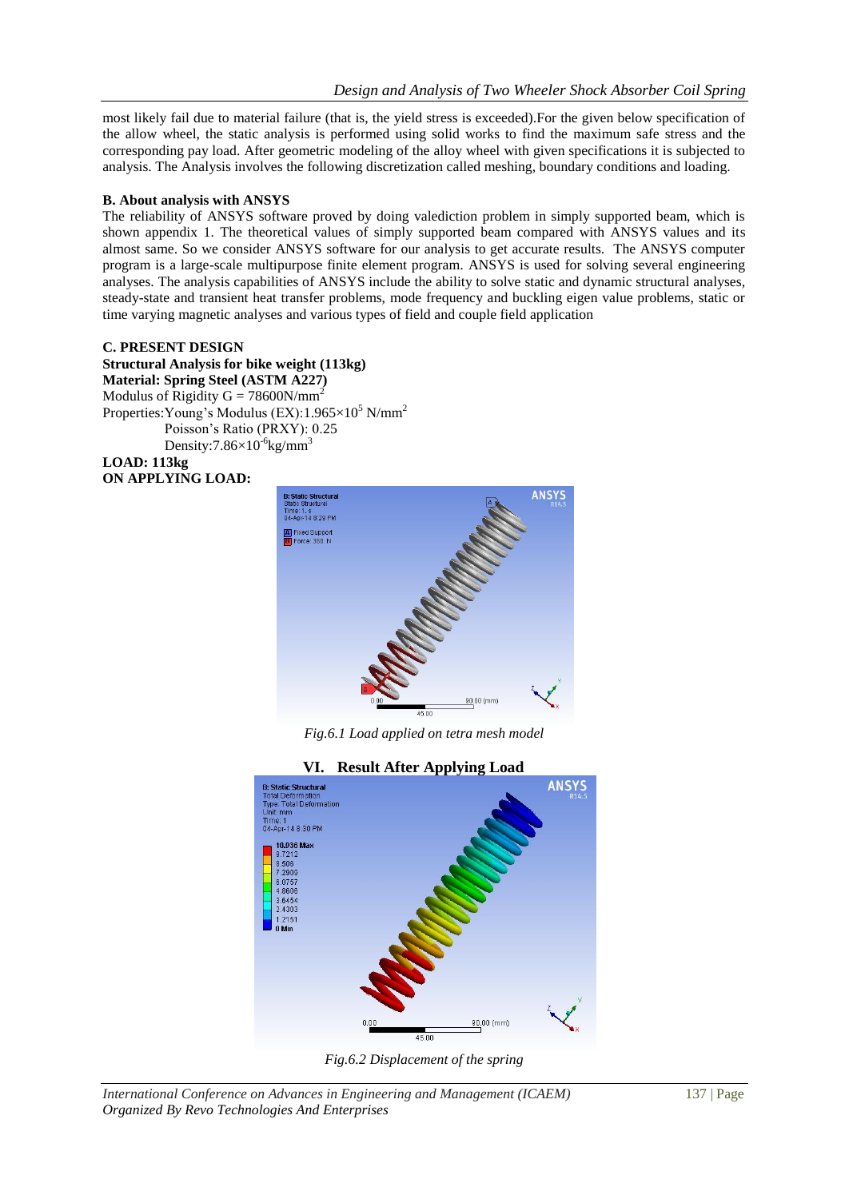most likely fail due to material failure (that is, the yield stress is exceeded).For the given below specification of the allow wheel, the static analysis is performed using solid works to find the maximum safe stress and the corresponding pay load. After geometric modeling of the alloy wheel with given specifications it is subjected to analysis. The Analysis involves the following discretization called meshing, boundary conditions and loading.

**B. About analysis with ANSYS**

The reliability of ANSYS software proved by doing valediction problem in simply supported beam, which is shown appendix 1. The theoretical values of simply supported beam compared with ANSYS values and its almost same. So we consider ANSYS software for our analysis to get accurate results. The ANSYS computer program is a large-scale multipurpose finite element program. ANSYS is used for solving several engineering analyses. The analysis capabilities of ANSYS include the ability to solve static and dynamic structural analyses, steady-state and transient heat transfer problems, mode frequency and buckling eigen value problems, static or time varying magnetic analyses and various types of field and couple field application

**C. PRESENT DESIGN**

**Structural Analysis for bike weight (113kg)**

**Material: Spring Steel (ASTM A227)**

Modulus of Rigidity G = 78600N/mm$^2$

Properties:Young's Modulus (EX):$1.965\times10^5$ N/mm$^2$

Poisson's Ratio (PRXY): 0.25

Density:$7.86\times10^{-6}$kg/mm$^3$

**LOAD: 113kg**

**ON APPLYING LOAD:**

*Fig.6.1 Load applied on tetra mesh model*

## VI. Result After Applying Load

*Fig.6.2 Displacement of the spring*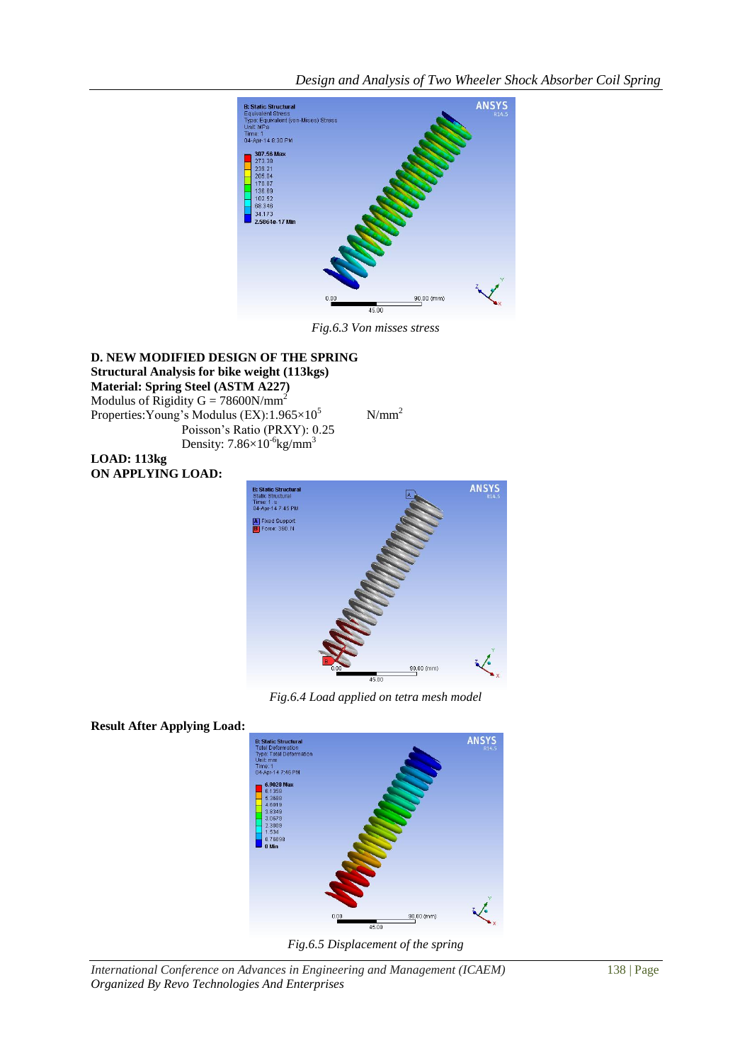*Fig.6.3 Von misses stress*

**D. NEW MODIFIED DESIGN OF THE SPRING**

**Structural Analysis for bike weight (113kgs)**

**Material: Spring Steel (ASTM A227)**

Modulus of Rigidity $G = 78600 N/mm^2$

Properties: Young's Modulus (EX): $1.965\times10^5$ $N/mm^2$

Poisson's Ratio (PRXY): 0.25

Density: $7.86\times10^{-6} kg/mm^3$

**LOAD: 113kg**

**ON APPLYING LOAD:**

*Fig.6.4 Load applied on tetra mesh model*

**Result After Applying Load:**

*Fig.6.5 Displacement of the spring*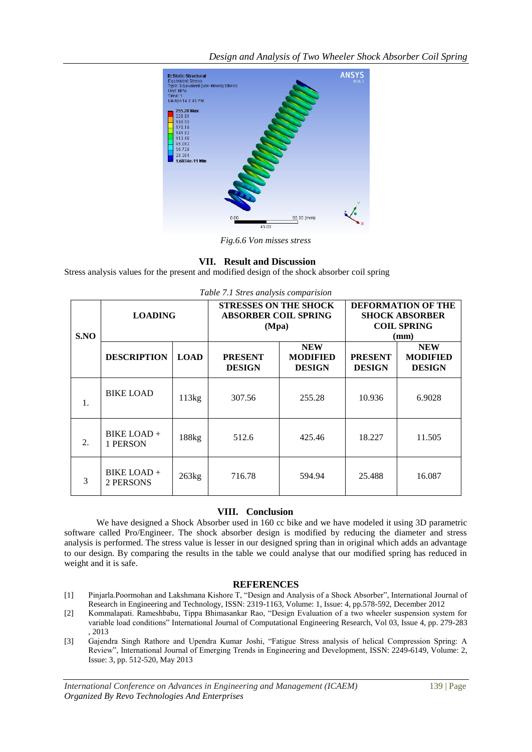*Fig.6.6 Von misses stress*

## VII. Result and Discussion

Stress analysis values for the present and modified design of the shock absorber coil spring

*Table 7.1 Stres analysis comparision*

| S.NO | LOADING | | STRESSES ON THE SHOCK ABSORBER COIL SPRING (Mpa) | | DEFORMATION OF THE SHOCK ABSORBER COIL SPRING (mm) | |
|---|---|---|---|---|---|---|
| | DESCRIPTION | LOAD | PRESENT DESIGN | NEW MODIFIED DESIGN | PRESENT DESIGN | NEW MODIFIED DESIGN |
| 1. | BIKE LOAD | 113kg | 307.56 | 255.28 | 10.936 | 6.9028 |
| 2. | BIKE LOAD + 1 PERSON | 188kg | 512.6 | 425.46 | 18.227 | 11.505 |
| 3 | BIKE LOAD + 2 PERSONS | 263kg | 716.78 | 594.94 | 25.488 | 16.087 |

## VIII. Conclusion

We have designed a Shock Absorber used in 160 cc bike and we have modeled it using 3D parametric software called Pro/Engineer. The shock absorber design is modified by reducing the diameter and stress analysis is performed. The stress value is lesser in our designed spring than in original which adds an advantage to our design. By comparing the results in the table we could analyse that our modified spring has reduced in weight and it is safe.

## REFERENCES

[1] Pinjarla.Poormohan and Lakshmana Kishore T, "Design and Analysis of a Shock Absorber", International Journal of Research in Engineering and Technology, ISSN: 2319-1163, Volume: 1, Issue: 4, pp.578-592, December 2012

[2] Kommalapati. Rameshbabu, Tippa Bhimasankar Rao, "Design Evaluation of a two wheeler suspension system for variable load conditions" International Journal of Computational Engineering Research, Vol 03, Issue 4, pp. 279-283 , 2013

[3] Gajendra Singh Rathore and Upendra Kumar Joshi, "Fatigue Stress analysis of helical Compression Spring: A Review", International Journal of Emerging Trends in Engineering and Development, ISSN: 2249-6149, Volume: 2, Issue: 3, pp. 512-520, May 2013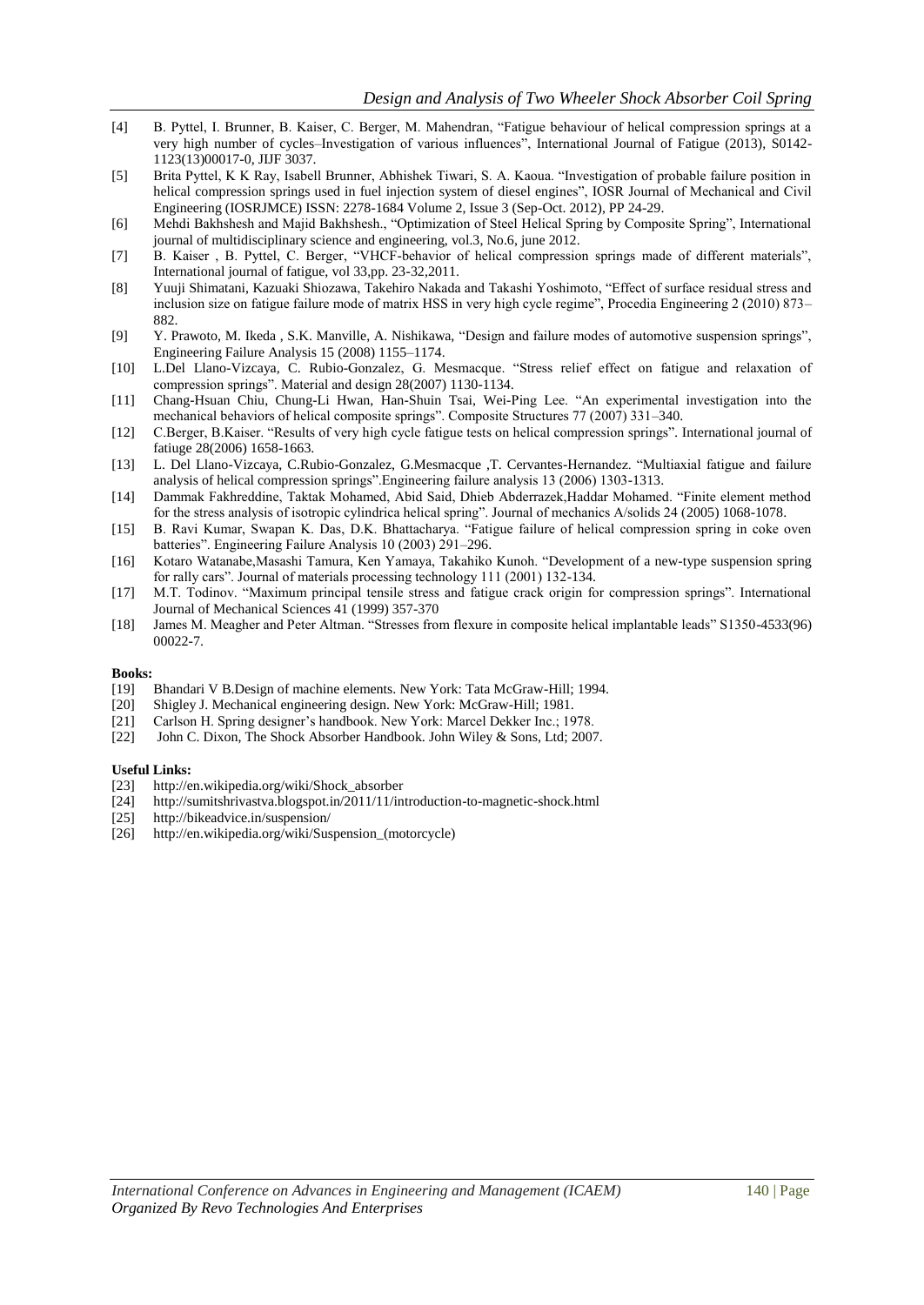[4] B. Pyttel, I. Brunner, B. Kaiser, C. Berger, M. Mahendran, "Fatigue behaviour of helical compression springs at a very high number of cycles–Investigation of various influences", International Journal of Fatigue (2013), S0142-1123(13)00017-0, JIJF 3037.

[5] Brita Pyttel, K K Ray, Isabell Brunner, Abhishek Tiwari, S. A. Kaoua. "Investigation of probable failure position in helical compression springs used in fuel injection system of diesel engines", IOSR Journal of Mechanical and Civil Engineering (IOSRJMCE) ISSN: 2278-1684 Volume 2, Issue 3 (Sep-Oct. 2012), PP 24-29.

[6] Mehdi Bakhshesh and Majid Bakhshesh., "Optimization of Steel Helical Spring by Composite Spring", International journal of multidisciplinary science and engineering, vol.3, No.6, june 2012.

[7] B. Kaiser , B. Pyttel, C. Berger, "VHCF-behavior of helical compression springs made of different materials", International journal of fatigue, vol 33,pp. 23-32,2011.

[8] Yuuji Shimatani, Kazuaki Shiozawa, Takehiro Nakada and Takashi Yoshimoto, "Effect of surface residual stress and inclusion size on fatigue failure mode of matrix HSS in very high cycle regime", Procedia Engineering 2 (2010) 873–882.

[9] Y. Prawoto, M. Ikeda , S.K. Manville, A. Nishikawa, "Design and failure modes of automotive suspension springs", Engineering Failure Analysis 15 (2008) 1155–1174.

[10] L.Del Llano-Vizcaya, C. Rubio-Gonzalez, G. Mesmacque. "Stress relief effect on fatigue and relaxation of compression springs". Material and design 28(2007) 1130-1134.

[11] Chang-Hsuan Chiu, Chung-Li Hwan, Han-Shuin Tsai, Wei-Ping Lee. "An experimental investigation into the mechanical behaviors of helical composite springs". Composite Structures 77 (2007) 331–340.

[12] C.Berger, B.Kaiser. "Results of very high cycle fatigue tests on helical compression springs". International journal of fatiuge 28(2006) 1658-1663.

[13] L. Del Llano-Vizcaya, C.Rubio-Gonzalez, G.Mesmacque ,T. Cervantes-Hernandez. "Multiaxial fatigue and failure analysis of helical compression springs".Engineering failure analysis 13 (2006) 1303-1313.

[14] Dammak Fakhreddine, Taktak Mohamed, Abid Said, Dhieb Abderrazek,Haddar Mohamed. "Finite element method for the stress analysis of isotropic cylindrica helical spring". Journal of mechanics A/solids 24 (2005) 1068-1078.

[15] B. Ravi Kumar, Swapan K. Das, D.K. Bhattacharya. "Fatigue failure of helical compression spring in coke oven batteries". Engineering Failure Analysis 10 (2003) 291–296.

[16] Kotaro Watanabe,Masashi Tamura, Ken Yamaya, Takahiko Kunoh. "Development of a new-type suspension spring for rally cars". Journal of materials processing technology 111 (2001) 132-134.

[17] M.T. Todinov. "Maximum principal tensile stress and fatigue crack origin for compression springs". International Journal of Mechanical Sciences 41 (1999) 357-370

[18] James M. Meagher and Peter Altman. "Stresses from flexure in composite helical implantable leads" S1350-4533(96) 00022-7.

**Books:**

[19] Bhandari V B.Design of machine elements. New York: Tata McGraw-Hill; 1994.

[20] Shigley J. Mechanical engineering design. New York: McGraw-Hill; 1981.

[21] Carlson H. Spring designer's handbook. New York: Marcel Dekker Inc.; 1978.

[22] John C. Dixon, The Shock Absorber Handbook. John Wiley & Sons, Ltd; 2007.

**Useful Links:**

[23] http://en.wikipedia.org/wiki/Shock_absorber

[24] http://sumitshrivastva.blogspot.in/2011/11/introduction-to-magnetic-shock.html

[25] http://bikeadvice.in/suspension/

[26] http://en.wikipedia.org/wiki/Suspension_(motorcycle)